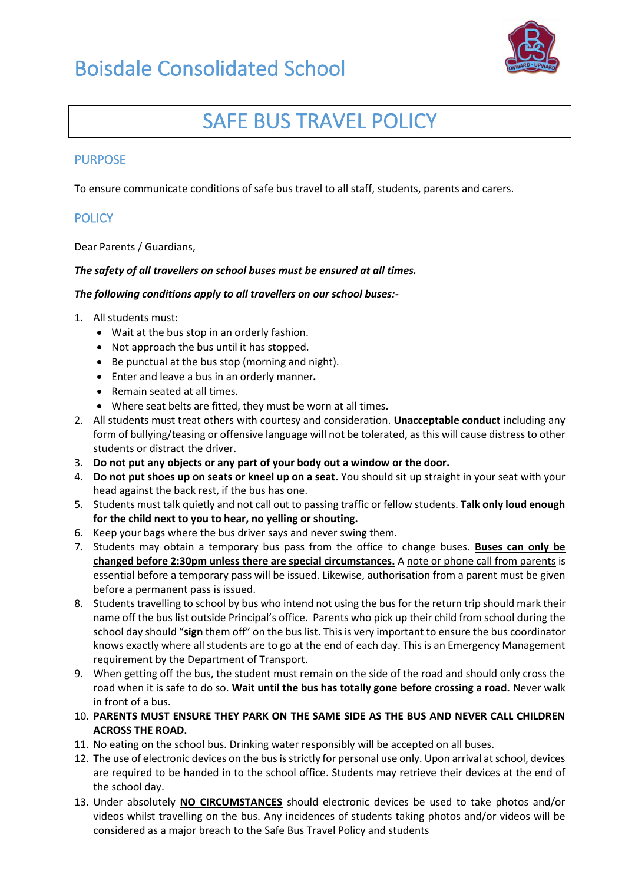# Boisdale Consolidated School

## SAFE BUS TRAVEL POLICY

### PURPOSE

To ensure communicate conditions of safe bus travel to all staff, students, parents and carers.

### POLICY

Dear Parents / Guardians,

***The safety of all travellers on school buses must be ensured at all times.***

***The following conditions apply to all travellers on our school buses:-***

1. All students must:
   - Wait at the bus stop in an orderly fashion.
   - Not approach the bus until it has stopped.
   - Be punctual at the bus stop (morning and night).
   - Enter and leave a bus in an orderly manner.
   - Remain seated at all times.
   - Where seat belts are fitted, they must be worn at all times.
2. All students must treat others with courtesy and consideration. **Unacceptable conduct** including any form of bullying/teasing or offensive language will not be tolerated, as this will cause distress to other students or distract the driver.
3. **Do not put any objects or any part of your body out a window or the door.**
4. **Do not put shoes up on seats or kneel up on a seat.** You should sit up straight in your seat with your head against the back rest, if the bus has one.
5. Students must talk quietly and not call out to passing traffic or fellow students. **Talk only loud enough for the child next to you to hear, no yelling or shouting.**
6. Keep your bags where the bus driver says and never swing them.
7. Students may obtain a temporary bus pass from the office to change buses. <u>**Buses can only be changed before 2:30pm unless there are special circumstances.**</u> A <u>note or phone call from parents</u> is essential before a temporary pass will be issued. Likewise, authorisation from a parent must be given before a permanent pass is issued.
8. Students travelling to school by bus who intend not using the bus for the return trip should mark their name off the bus list outside Principal's office. Parents who pick up their child from school during the school day should "**sign** them off" on the bus list. This is very important to ensure the bus coordinator knows exactly where all students are to go at the end of each day. This is an Emergency Management requirement by the Department of Transport.
9. When getting off the bus, the student must remain on the side of the road and should only cross the road when it is safe to do so. **Wait until the bus has totally gone before crossing a road.** Never walk in front of a bus.
10. **PARENTS MUST ENSURE THEY PARK ON THE SAME SIDE AS THE BUS AND NEVER CALL CHILDREN ACROSS THE ROAD.**
11. No eating on the school bus. Drinking water responsibly will be accepted on all buses.
12. The use of electronic devices on the bus is strictly for personal use only. Upon arrival at school, devices are required to be handed in to the school office. Students may retrieve their devices at the end of the school day.
13. Under absolutely <u>**NO CIRCUMSTANCES**</u> should electronic devices be used to take photos and/or videos whilst travelling on the bus. Any incidences of students taking photos and/or videos will be considered as a major breach to the Safe Bus Travel Policy and students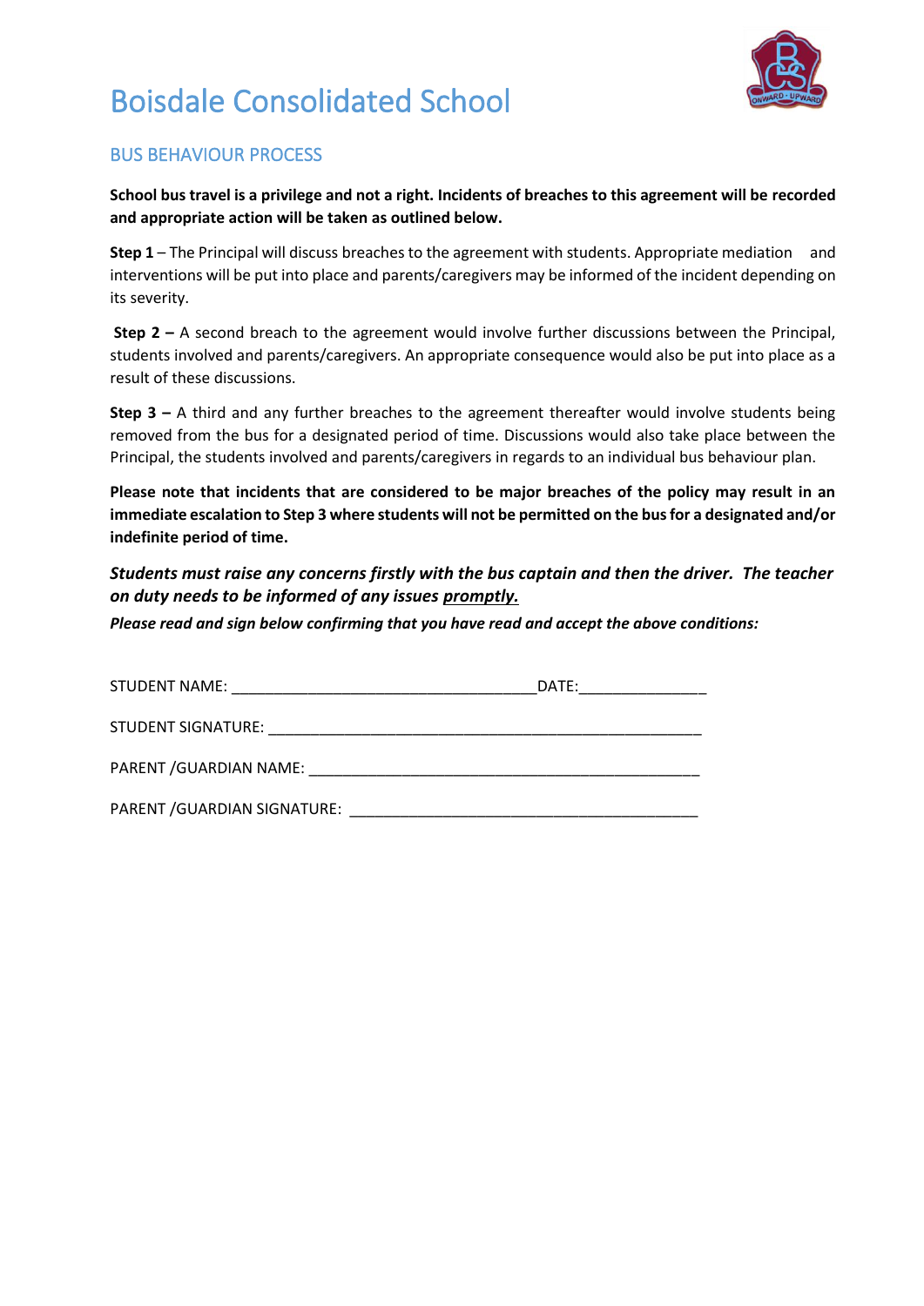# Boisdale Consolidated School

## BUS BEHAVIOUR PROCESS

**School bus travel is a privilege and not a right. Incidents of breaches to this agreement will be recorded and appropriate action will be taken as outlined below.**

**Step 1** – The Principal will discuss breaches to the agreement with students. Appropriate mediation and interventions will be put into place and parents/caregivers may be informed of the incident depending on its severity.

**Step 2 –** A second breach to the agreement would involve further discussions between the Principal, students involved and parents/caregivers. An appropriate consequence would also be put into place as a result of these discussions.

**Step 3 –** A third and any further breaches to the agreement thereafter would involve students being removed from the bus for a designated period of time. Discussions would also take place between the Principal, the students involved and parents/caregivers in regards to an individual bus behaviour plan.

**Please note that incidents that are considered to be major breaches of the policy may result in an immediate escalation to Step 3 where students will not be permitted on the bus for a designated and/or indefinite period of time.**

***Students must raise any concerns firstly with the bus captain and then the driver. The teacher on duty needs to be informed of any issues <u>promptly.</u>***

***Please read and sign below confirming that you have read and accept the above conditions:***

STUDENT NAME: ____________________________________DATE:_______________

STUDENT SIGNATURE: ____________________________________________________

PARENT /GUARDIAN NAME: ______________________________________________

PARENT /GUARDIAN SIGNATURE: __________________________________________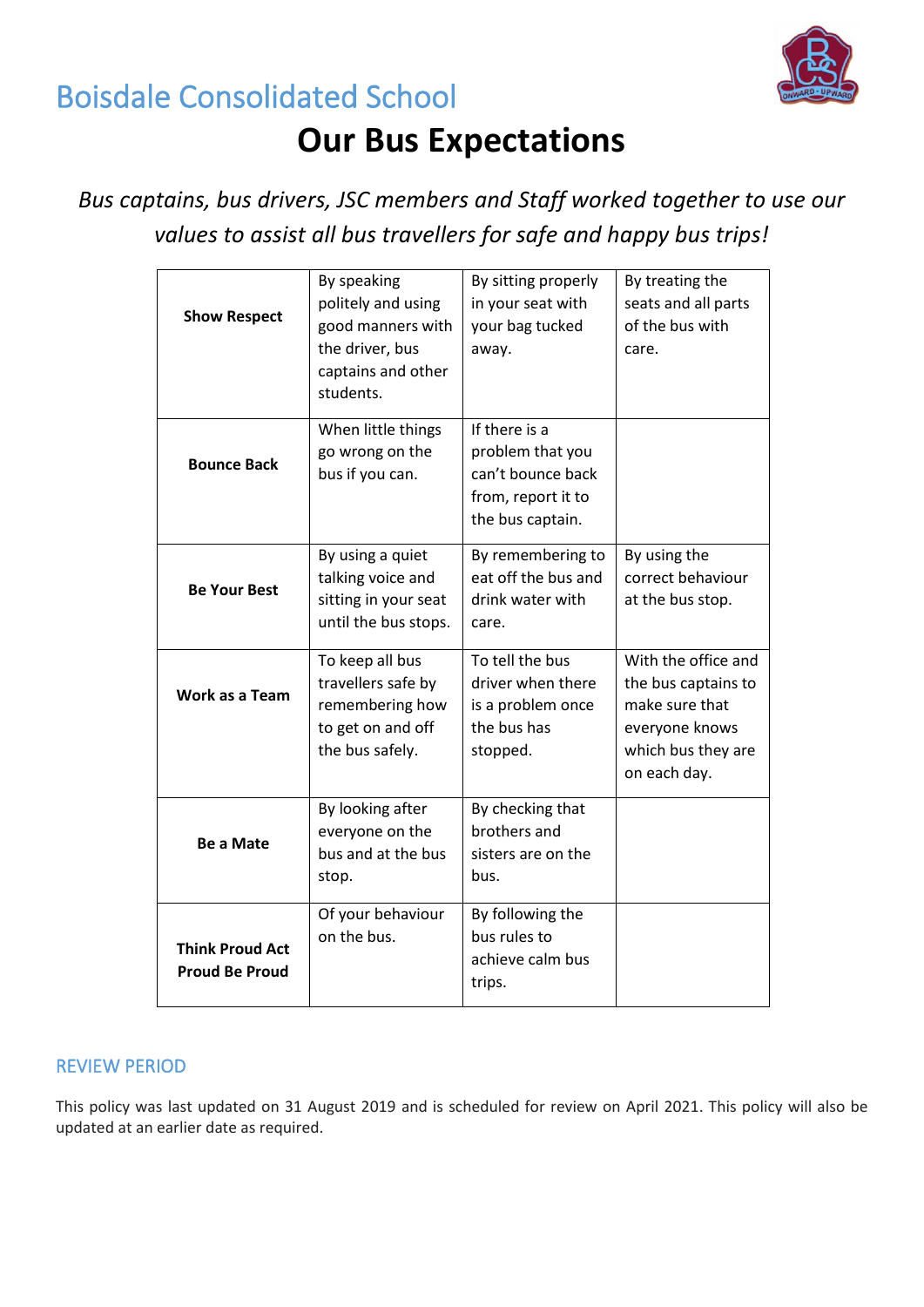# Boisdale Consolidated School

## Our Bus Expectations

*Bus captains, bus drivers, JSC members and Staff worked together to use our values to assist all bus travellers for safe and happy bus trips!*

| | | | |
|---|---|---|---|
| **Show Respect** | By speaking politely and using good manners with the driver, bus captains and other students. | By sitting properly in your seat with your bag tucked away. | By treating the seats and all parts of the bus with care. |
| **Bounce Back** | When little things go wrong on the bus if you can. | If there is a problem that you can't bounce back from, report it to the bus captain. | |
| **Be Your Best** | By using a quiet talking voice and sitting in your seat until the bus stops. | By remembering to eat off the bus and drink water with care. | By using the correct behaviour at the bus stop. |
| **Work as a Team** | To keep all bus travellers safe by remembering how to get on and off the bus safely. | To tell the bus driver when there is a problem once the bus has stopped. | With the office and the bus captains to make sure that everyone knows which bus they are on each day. |
| **Be a Mate** | By looking after everyone on the bus and at the bus stop. | By checking that brothers and sisters are on the bus. | |
| **Think Proud Act Proud Be Proud** | Of your behaviour on the bus. | By following the bus rules to achieve calm bus trips. | |

## REVIEW PERIOD

This policy was last updated on 31 August 2019 and is scheduled for review on April 2021. This policy will also be updated at an earlier date as required.